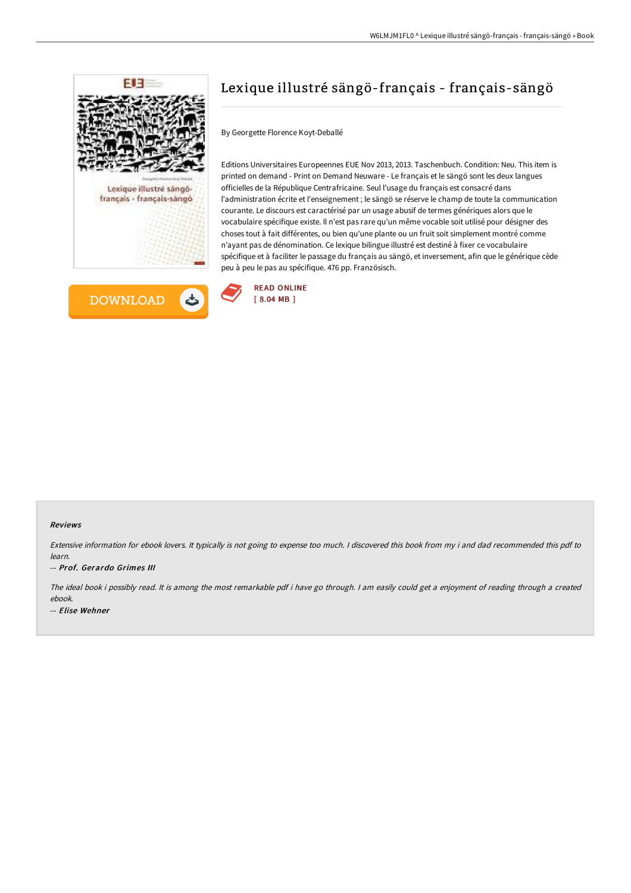# Lexique illustré sängö-français - français-sängö

By Georgette Florence Koyt-Deballé

Editions Universitaires Europeennes EUE Nov 2013, 2013. Taschenbuch. Condition: Neu. This item is printed on demand - Print on Demand Neuware - Le français et le sängö sont les deux langues officielles de la République Centrafricaine. Seul l'usage du français est consacré dans l'administration écrite et l'enseignement ; le sängö se réserve le champ de toute la communication courante. Le discours est caractérisé par un usage abusif de termes génériques alors que le vocabulaire spécifique existe. Il n'est pas rare qu'un même vocable soit utilisé pour désigner des choses tout à fait différentes, ou bien qu'une plante ou un fruit soit simplement montré comme n'ayant pas de dénomination. Ce lexique bilingue illustré est destiné à fixer ce vocabulaire spécifique et à faciliter le passage du français au sängö, et inversement, afin que le générique cède peu à peu le pas au spécifique. 476 pp. Französisch.

DOWNLOAD

READ ONLINE
[ 8.04 MB ]

### Reviews

*Extensive information for ebook lovers. It typically is not going to expense too much. I discovered this book from my i and dad recommended this pdf to learn.*

*-- Prof. Gerardo Grimes III*

*The ideal book i possibly read. It is among the most remarkable pdf i have go through. I am easily could get a enjoyment of reading through a created ebook.*

*-- Elise Wehner*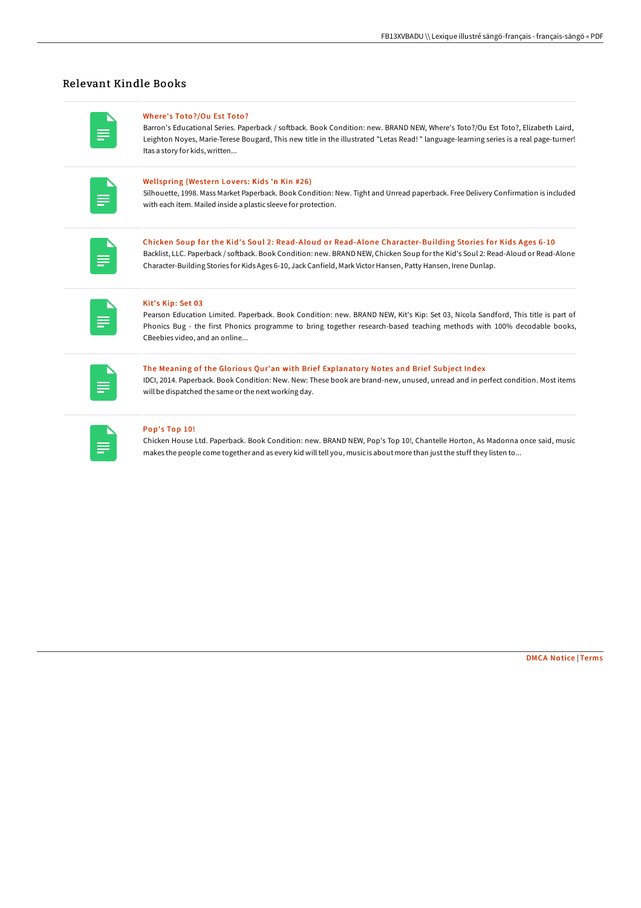## Relevant Kindle Books

### Where's Toto?/Ou Est Toto?

Barron's Educational Series. Paperback / softback. Book Condition: new. BRAND NEW, Where's Toto?/Ou Est Toto?, Elizabeth Laird, Leighton Noyes, Marie-Terese Bougard, This new title in the illustrated "Letas Read! " language-learning series is a real page-turner! Itas a story for kids, written...

### Wellspring (Western Lovers: Kids 'n Kin #26)

Silhouette, 1998. Mass Market Paperback. Book Condition: New. Tight and Unread paperback. Free Delivery Confirmation is included with each item. Mailed inside a plastic sleeve for protection.

### Chicken Soup for the Kid's Soul 2: Read-Aloud or Read-Alone Character-Building Stories for Kids Ages 6-10

Backlist, LLC. Paperback / softback. Book Condition: new. BRAND NEW, Chicken Soup for the Kid's Soul 2: Read-Aloud or Read-Alone Character-Building Stories for Kids Ages 6-10, Jack Canfield, Mark Victor Hansen, Patty Hansen, Irene Dunlap.

### Kit's Kip: Set 03

Pearson Education Limited. Paperback. Book Condition: new. BRAND NEW, Kit's Kip: Set 03, Nicola Sandford, This title is part of Phonics Bug - the first Phonics programme to bring together research-based teaching methods with 100% decodable books, CBeebies video, and an online...

### The Meaning of the Glorious Qur'an with Brief Explanatory Notes and Brief Subject Index

IDCI, 2014. Paperback. Book Condition: New. New: These book are brand-new, unused, unread and in perfect condition. Most items will be dispatched the same or the next working day.

### Pop's Top 10!

Chicken House Ltd. Paperback. Book Condition: new. BRAND NEW, Pop's Top 10!, Chantelle Horton, As Madonna once said, music makes the people come together and as every kid will tell you, music is about more than just the stuff they listen to...